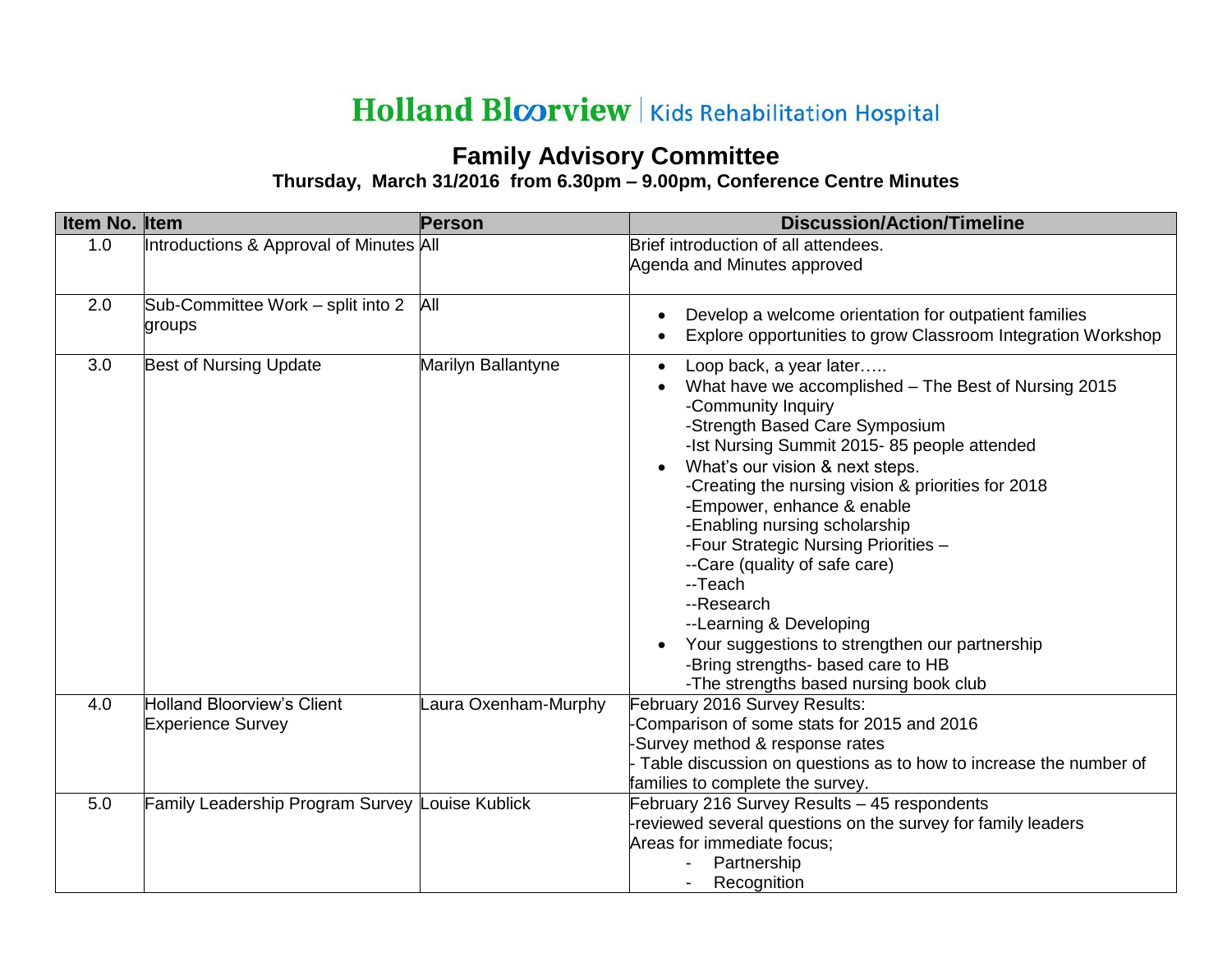# Holland Bloorview | Kids Rehabilitation Hospital

## Family Advisory Committee

**Thursday, March 31/2016 from 6.30pm – 9.00pm, Conference Centre Minutes**

| Item No. | Item | Person | Discussion/Action/Timeline |
|---|---|---|---|
| 1.0 | Introductions & Approval of Minutes | All | Brief introduction of all attendees.<br>Agenda and Minutes approved |
| 2.0 | Sub-Committee Work – split into 2 groups | All | • Develop a welcome orientation for outpatient families<br>• Explore opportunities to grow Classroom Integration Workshop |
| 3.0 | Best of Nursing Update | Marilyn Ballantyne | • Loop back, a year later…..<br>• What have we accomplished – The Best of Nursing 2015<br>-Community Inquiry<br>-Strength Based Care Symposium<br>-Ist Nursing Summit 2015- 85 people attended<br>• What's our vision & next steps.<br>-Creating the nursing vision & priorities for 2018<br>-Empower, enhance & enable<br>-Enabling nursing scholarship<br>-Four Strategic Nursing Priorities –<br>--Care (quality of safe care)<br>--Teach<br>--Research<br>--Learning & Developing<br>• Your suggestions to strengthen our partnership<br>-Bring strengths- based care to HB<br>-The strengths based nursing book club |
| 4.0 | Holland Bloorview's Client Experience Survey | Laura Oxenham-Murphy | February 2016 Survey Results:<br>-Comparison of some stats for 2015 and 2016<br>-Survey method & response rates<br>- Table discussion on questions as to how to increase the number of families to complete the survey. |
| 5.0 | Family Leadership Program Survey | Louise Kublick | February 216 Survey Results – 45 respondents<br>-reviewed several questions on the survey for family leaders<br>Areas for immediate focus;<br>- Partnership<br>- Recognition |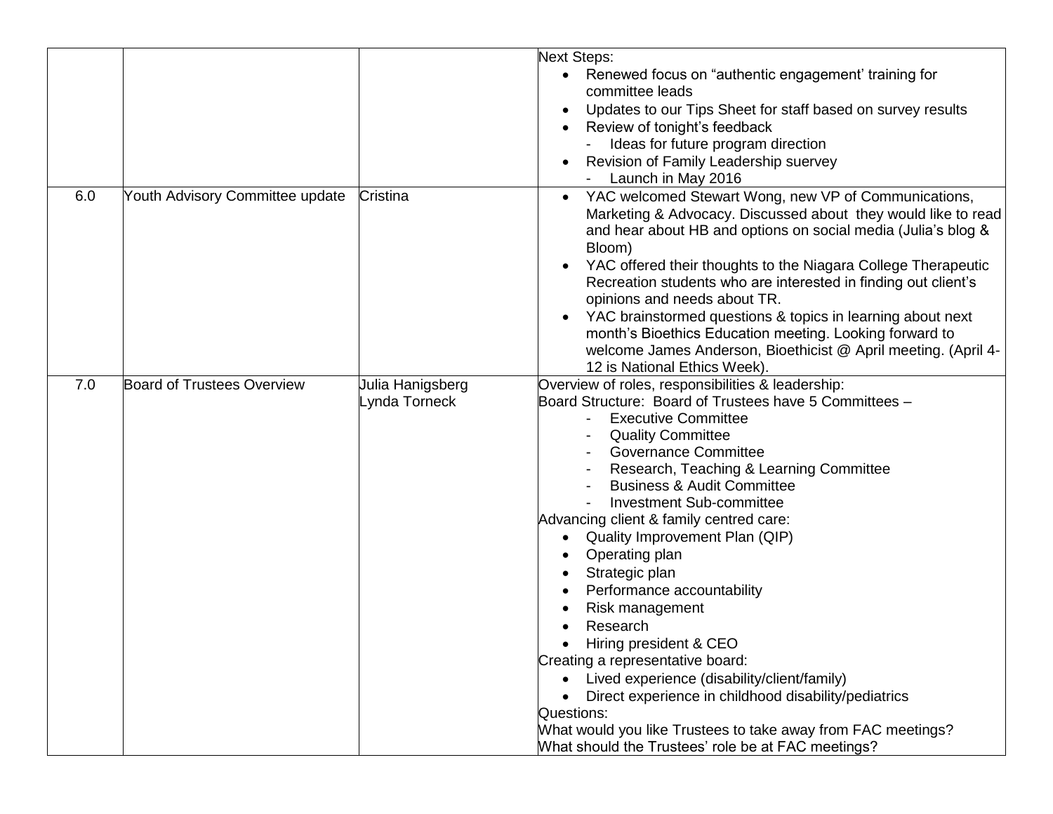| | | | |
|---|---|---|---|
| | | | Next Steps:<br>• Renewed focus on "authentic engagement' training for committee leads<br>• Updates to our Tips Sheet for staff based on survey results<br>• Review of tonight's feedback<br>  - Ideas for future program direction<br>• Revision of Family Leadership suervey<br>  - Launch in May 2016 |
| 6.0 | Youth Advisory Committee update | Cristina | • YAC welcomed Stewart Wong, new VP of Communications, Marketing & Advocacy. Discussed about they would like to read and hear about HB and options on social media (Julia's blog & Bloom)<br>• YAC offered their thoughts to the Niagara College Therapeutic Recreation students who are interested in finding out client's opinions and needs about TR.<br>• YAC brainstormed questions & topics in learning about next month's Bioethics Education meeting. Looking forward to welcome James Anderson, Bioethicist @ April meeting. (April 4-12 is National Ethics Week). |
| 7.0 | Board of Trustees Overview | Julia Hanigsberg<br>Lynda Torneck | Overview of roles, responsibilities & leadership:<br>Board Structure: Board of Trustees have 5 Committees –<br>  - Executive Committee<br>  - Quality Committee<br>  - Governance Committee<br>  - Research, Teaching & Learning Committee<br>  - Business & Audit Committee<br>  - Investment Sub-committee<br>Advancing client & family centred care:<br>• Quality Improvement Plan (QIP)<br>• Operating plan<br>• Strategic plan<br>• Performance accountability<br>• Risk management<br>• Research<br>• Hiring president & CEO<br>Creating a representative board:<br>• Lived experience (disability/client/family)<br>• Direct experience in childhood disability/pediatrics<br>Questions:<br>What would you like Trustees to take away from FAC meetings?<br>What should the Trustees' role be at FAC meetings? |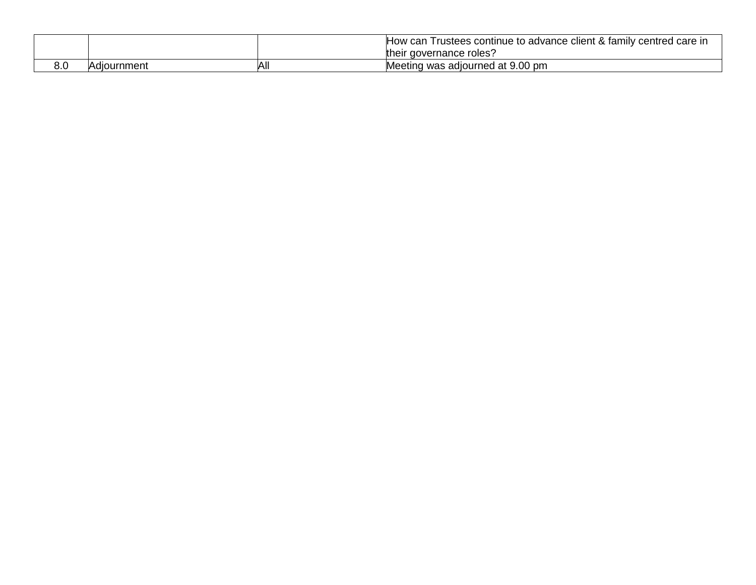| | | | |
|---|---|---|---|
| | | | How can Trustees continue to advance client & family centred care in their governance roles? |
| 8.0 | Adjournment | All | Meeting was adjourned at 9.00 pm |